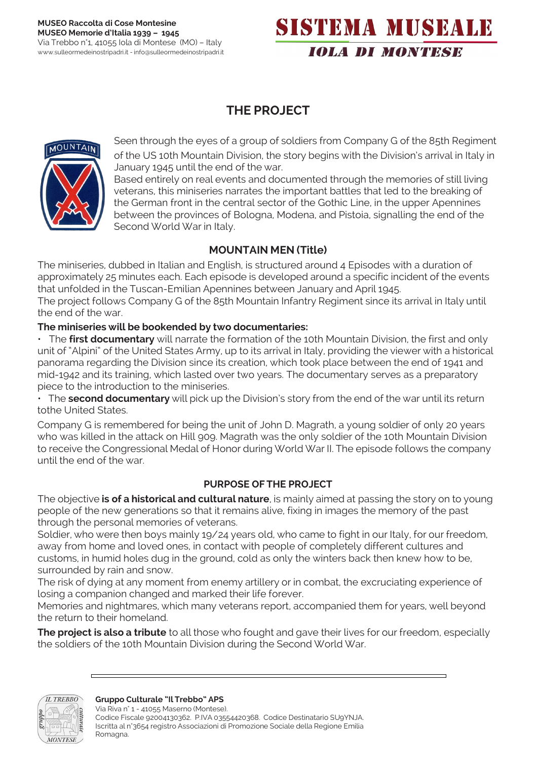MUSEO Raccolta di Cose Montesine
MUSEO Memorie d'Italia 1939 – 1945
Via Trebbo n°1, 41055 Iola di Montese (MO) – Italy
www.sulleormedeinostripadri.it - info@sulleormedeinostripadri.it

SISTEMA MUSEALE
IOLA DI MONTESE

# THE PROJECT

Seen through the eyes of a group of soldiers from Company G of the 85th Regiment of the US 10th Mountain Division, the story begins with the Division's arrival in Italy in January 1945 until the end of the war.

Based entirely on real events and documented through the memories of still living veterans, this miniseries narrates the important battles that led to the breaking of the German front in the central sector of the Gothic Line, in the upper Apennines between the provinces of Bologna, Modena, and Pistoia, signalling the end of the Second World War in Italy.

## MOUNTAIN MEN (Title)

The miniseries, dubbed in Italian and English, is structured around 4 Episodes with a duration of approximately 25 minutes each. Each episode is developed around a specific incident of the events that unfolded in the Tuscan-Emilian Apennines between January and April 1945.

The project follows Company G of the 85th Mountain Infantry Regiment since its arrival in Italy until the end of the war.

**The miniseries will be bookended by two documentaries:**

- The **first documentary** will narrate the formation of the 10th Mountain Division, the first and only unit of "Alpini" of the United States Army, up to its arrival in Italy, providing the viewer with a historical panorama regarding the Division since its creation, which took place between the end of 1941 and mid-1942 and its training, which lasted over two years. The documentary serves as a preparatory piece to the introduction to the miniseries.
- The **second documentary** will pick up the Division's story from the end of the war until its return tothe United States.

Company G is remembered for being the unit of John D. Magrath, a young soldier of only 20 years who was killed in the attack on Hill 909. Magrath was the only soldier of the 10th Mountain Division to receive the Congressional Medal of Honor during World War II. The episode follows the company until the end of the war.

## PURPOSE OF THE PROJECT

The objective **is of a historical and cultural nature**, is mainly aimed at passing the story on to young people of the new generations so that it remains alive, fixing in images the memory of the past through the personal memories of veterans.

Soldier, who were then boys mainly 19/24 years old, who came to fight in our Italy, for our freedom, away from home and loved ones, in contact with people of completely different cultures and customs, in humid holes dug in the ground, cold as only the winters back then knew how to be, surrounded by rain and snow.

The risk of dying at any moment from enemy artillery or in combat, the excruciating experience of losing a companion changed and marked their life forever.

Memories and nightmares, which many veterans report, accompanied them for years, well beyond the return to their homeland.

**The project is also a tribute** to all those who fought and gave their lives for our freedom, especially the soldiers of the 10th Mountain Division during the Second World War.

---

**Gruppo Culturale "Il Trebbo" APS**
Via Riva n° 1 - 41055 Maserno (Montese).
Codice Fiscale 92004130362. P.IVA 03554420368. Codice Destinatario SU9YNJA.
Iscritta al n°3654 registro Associazioni di Promozione Sociale della Regione Emilia Romagna.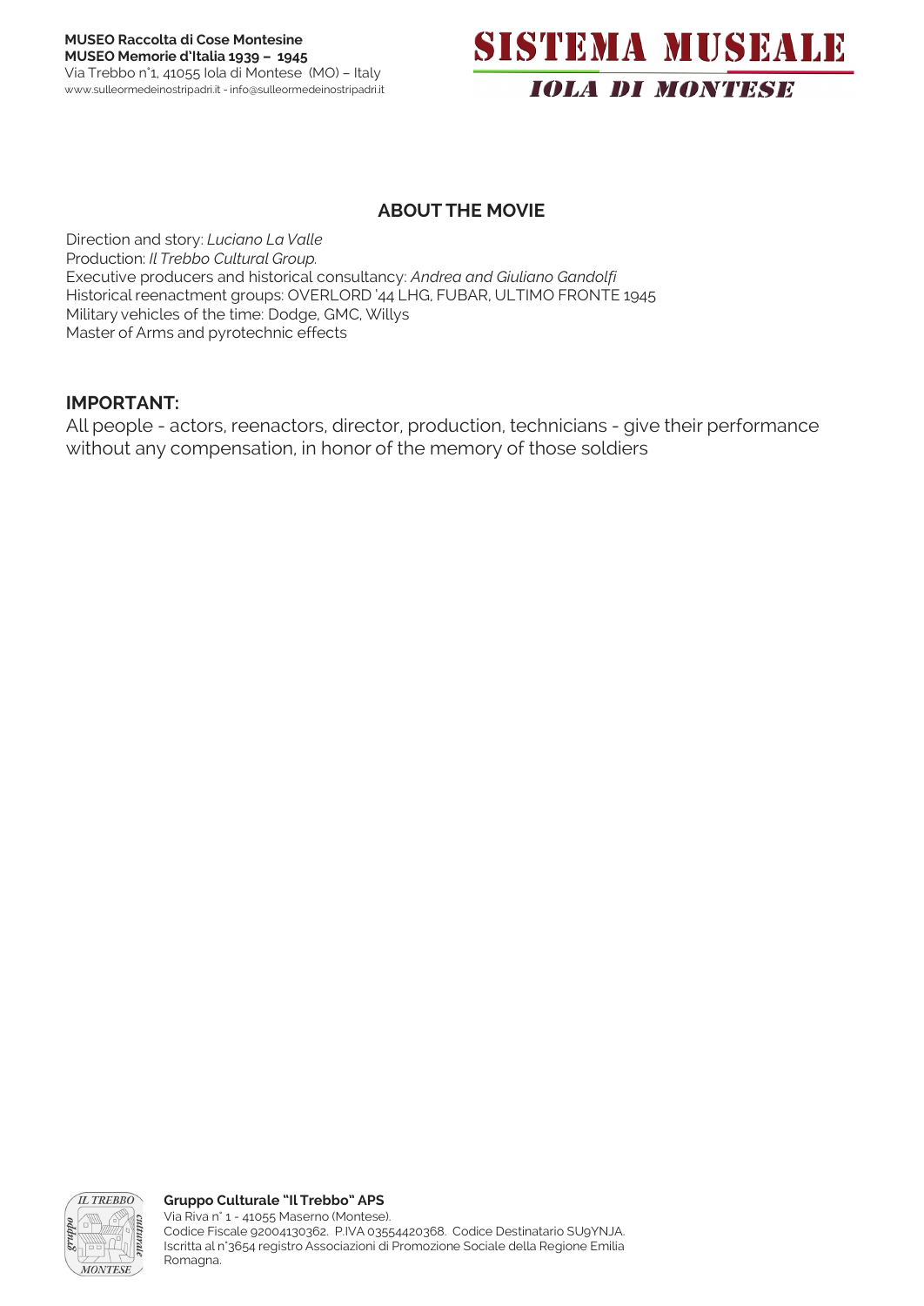## ABOUT THE MOVIE

Direction and story: *Luciano La Valle*
Production: *Il Trebbo Cultural Group.*
Executive producers and historical consultancy: *Andrea and Giuliano Gandolfi*
Historical reenactment groups: OVERLORD '44 LHG, FUBAR, ULTIMO FRONTE 1945
Military vehicles of the time: Dodge, GMC, Willys
Master of Arms and pyrotechnic effects

### IMPORTANT:

All people - actors, reenactors, director, production, technicians - give their performance without any compensation, in honor of the memory of those soldiers